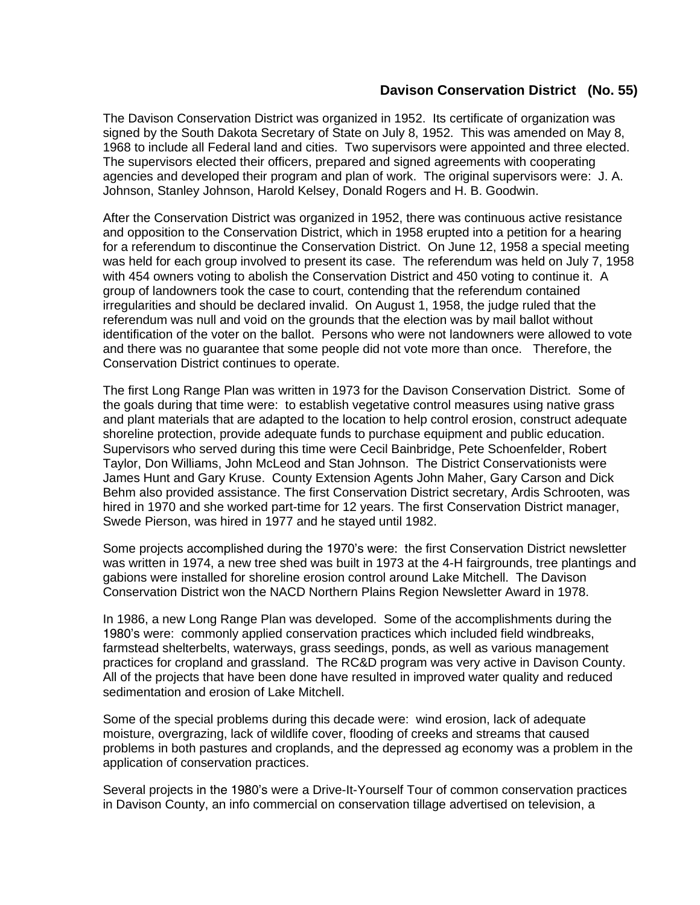## Davison Conservation District (No. 55)

The Davison Conservation District was organized in 1952. Its certificate of organization was signed by the South Dakota Secretary of State on July 8, 1952. This was amended on May 8, 1968 to include all Federal land and cities. Two supervisors were appointed and three elected. The supervisors elected their officers, prepared and signed agreements with cooperating agencies and developed their program and plan of work. The original supervisors were: J. A. Johnson, Stanley Johnson, Harold Kelsey, Donald Rogers and H. B. Goodwin.

After the Conservation District was organized in 1952, there was continuous active resistance and opposition to the Conservation District, which in 1958 erupted into a petition for a hearing for a referendum to discontinue the Conservation District. On June 12, 1958 a special meeting was held for each group involved to present its case. The referendum was held on July 7, 1958 with 454 owners voting to abolish the Conservation District and 450 voting to continue it. A group of landowners took the case to court, contending that the referendum contained irregularities and should be declared invalid. On August 1, 1958, the judge ruled that the referendum was null and void on the grounds that the election was by mail ballot without identification of the voter on the ballot. Persons who were not landowners were allowed to vote and there was no guarantee that some people did not vote more than once. Therefore, the Conservation District continues to operate.

The first Long Range Plan was written in 1973 for the Davison Conservation District. Some of the goals during that time were: to establish vegetative control measures using native grass and plant materials that are adapted to the location to help control erosion, construct adequate shoreline protection, provide adequate funds to purchase equipment and public education. Supervisors who served during this time were Cecil Bainbridge, Pete Schoenfelder, Robert Taylor, Don Williams, John McLeod and Stan Johnson. The District Conservationists were James Hunt and Gary Kruse. County Extension Agents John Maher, Gary Carson and Dick Behm also provided assistance. The first Conservation District secretary, Ardis Schrooten, was hired in 1970 and she worked part-time for 12 years. The first Conservation District manager, Swede Pierson, was hired in 1977 and he stayed until 1982.

Some projects accomplished during the 1970's were: the first Conservation District newsletter was written in 1974, a new tree shed was built in 1973 at the 4-H fairgrounds, tree plantings and gabions were installed for shoreline erosion control around Lake Mitchell. The Davison Conservation District won the NACD Northern Plains Region Newsletter Award in 1978.

In 1986, a new Long Range Plan was developed. Some of the accomplishments during the 1980's were: commonly applied conservation practices which included field windbreaks, farmstead shelterbelts, waterways, grass seedings, ponds, as well as various management practices for cropland and grassland. The RC&D program was very active in Davison County. All of the projects that have been done have resulted in improved water quality and reduced sedimentation and erosion of Lake Mitchell.

Some of the special problems during this decade were: wind erosion, lack of adequate moisture, overgrazing, lack of wildlife cover, flooding of creeks and streams that caused problems in both pastures and croplands, and the depressed ag economy was a problem in the application of conservation practices.

Several projects in the 1980's were a Drive-It-Yourself Tour of common conservation practices in Davison County, an info commercial on conservation tillage advertised on television, a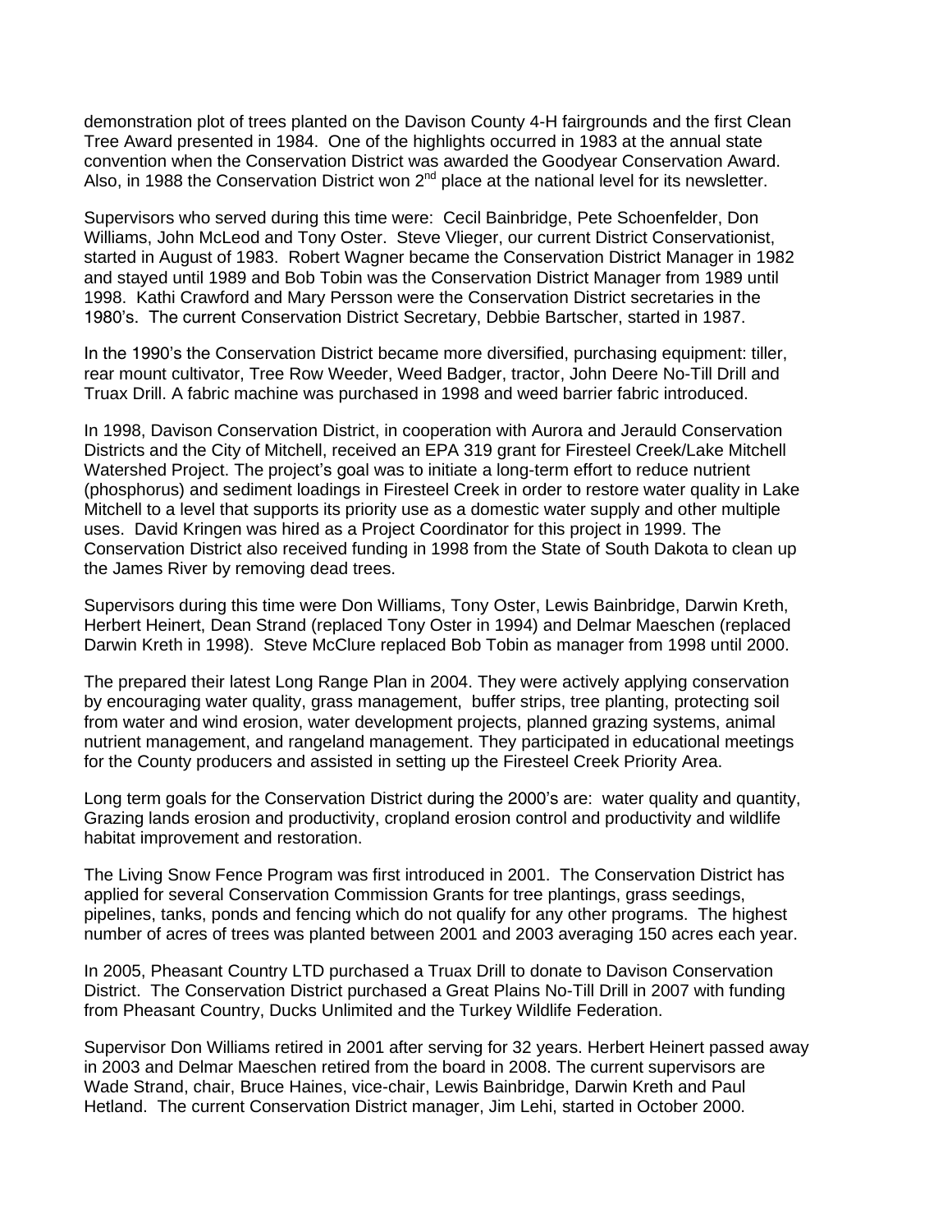demonstration plot of trees planted on the Davison County 4-H fairgrounds and the first Clean Tree Award presented in 1984. One of the highlights occurred in 1983 at the annual state convention when the Conservation District was awarded the Goodyear Conservation Award. Also, in 1988 the Conservation District won 2nd place at the national level for its newsletter.

Supervisors who served during this time were: Cecil Bainbridge, Pete Schoenfelder, Don Williams, John McLeod and Tony Oster. Steve Vlieger, our current District Conservationist, started in August of 1983. Robert Wagner became the Conservation District Manager in 1982 and stayed until 1989 and Bob Tobin was the Conservation District Manager from 1989 until 1998. Kathi Crawford and Mary Persson were the Conservation District secretaries in the 1980's. The current Conservation District Secretary, Debbie Bartscher, started in 1987.

In the 1990's the Conservation District became more diversified, purchasing equipment: tiller, rear mount cultivator, Tree Row Weeder, Weed Badger, tractor, John Deere No-Till Drill and Truax Drill. A fabric machine was purchased in 1998 and weed barrier fabric introduced.

In 1998, Davison Conservation District, in cooperation with Aurora and Jerauld Conservation Districts and the City of Mitchell, received an EPA 319 grant for Firesteel Creek/Lake Mitchell Watershed Project. The project's goal was to initiate a long-term effort to reduce nutrient (phosphorus) and sediment loadings in Firesteel Creek in order to restore water quality in Lake Mitchell to a level that supports its priority use as a domestic water supply and other multiple uses. David Kringen was hired as a Project Coordinator for this project in 1999. The Conservation District also received funding in 1998 from the State of South Dakota to clean up the James River by removing dead trees.

Supervisors during this time were Don Williams, Tony Oster, Lewis Bainbridge, Darwin Kreth, Herbert Heinert, Dean Strand (replaced Tony Oster in 1994) and Delmar Maeschen (replaced Darwin Kreth in 1998). Steve McClure replaced Bob Tobin as manager from 1998 until 2000.

The prepared their latest Long Range Plan in 2004. They were actively applying conservation by encouraging water quality, grass management, buffer strips, tree planting, protecting soil from water and wind erosion, water development projects, planned grazing systems, animal nutrient management, and rangeland management. They participated in educational meetings for the County producers and assisted in setting up the Firesteel Creek Priority Area.

Long term goals for the Conservation District during the 2000's are: water quality and quantity, Grazing lands erosion and productivity, cropland erosion control and productivity and wildlife habitat improvement and restoration.

The Living Snow Fence Program was first introduced in 2001. The Conservation District has applied for several Conservation Commission Grants for tree plantings, grass seedings, pipelines, tanks, ponds and fencing which do not qualify for any other programs. The highest number of acres of trees was planted between 2001 and 2003 averaging 150 acres each year.

In 2005, Pheasant Country LTD purchased a Truax Drill to donate to Davison Conservation District. The Conservation District purchased a Great Plains No-Till Drill in 2007 with funding from Pheasant Country, Ducks Unlimited and the Turkey Wildlife Federation.

Supervisor Don Williams retired in 2001 after serving for 32 years. Herbert Heinert passed away in 2003 and Delmar Maeschen retired from the board in 2008. The current supervisors are Wade Strand, chair, Bruce Haines, vice-chair, Lewis Bainbridge, Darwin Kreth and Paul Hetland. The current Conservation District manager, Jim Lehi, started in October 2000.